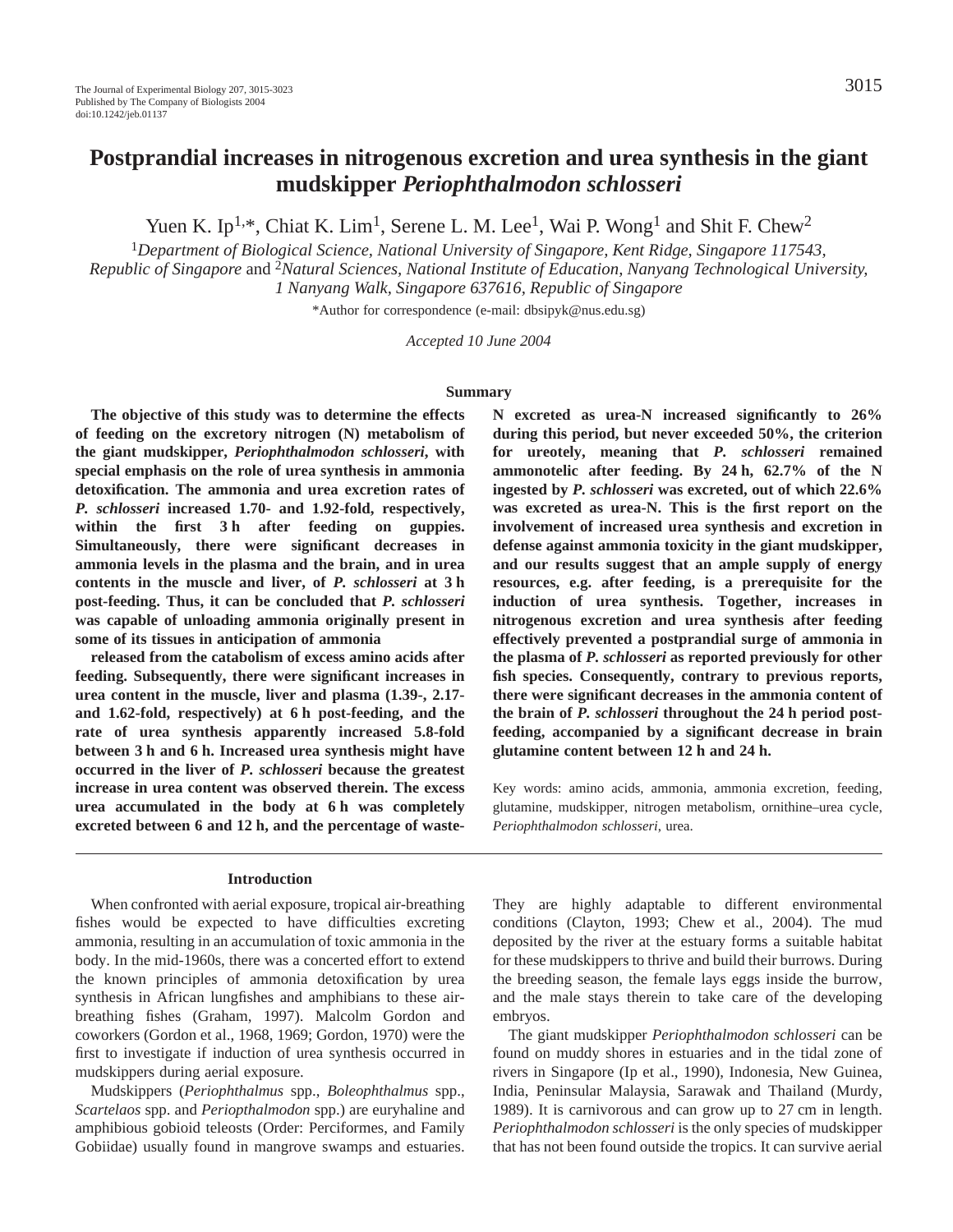# Postprandial increases in nitrogenous excretion and urea synthesis in the giant mudskipper *Periophthalmodon schlosseri*

Yuen K. Ip[1,*], Chiat K. Lim[1], Serene L. M. Lee[1], Wai P. Wong[1] and Shit F. Chew[2]

[1]*Department of Biological Science, National University of Singapore, Kent Ridge, Singapore 117543, Republic of Singapore* and [2]*Natural Sciences, National Institute of Education, Nanyang Technological University, 1 Nanyang Walk, Singapore 637616, Republic of Singapore*

*Author for correspondence (e-mail: dbsipyk@nus.edu.sg)

*Accepted 10 June 2004*

## Summary

**The objective of this study was to determine the effects of feeding on the excretory nitrogen (N) metabolism of the giant mudskipper, *Periophthalmodon schlosseri*, with special emphasis on the role of urea synthesis in ammonia detoxification. The ammonia and urea excretion rates of *P. schlosseri* increased 1.70- and 1.92-fold, respectively, within the first 3 h after feeding on guppies. Simultaneously, there were significant decreases in ammonia levels in the plasma and the brain, and in urea contents in the muscle and liver, of *P. schlosseri* at 3 h post-feeding. Thus, it can be concluded that *P. schlosseri* was capable of unloading ammonia originally present in some of its tissues in anticipation of ammonia released from the catabolism of excess amino acids after feeding. Subsequently, there were significant increases in urea content in the muscle, liver and plasma (1.39-, 2.17- and 1.62-fold, respectively) at 6 h post-feeding, and the rate of urea synthesis apparently increased 5.8-fold between 3 h and 6 h. Increased urea synthesis might have occurred in the liver of *P. schlosseri* because the greatest increase in urea content was observed therein. The excess urea accumulated in the body at 6 h was completely excreted between 6 and 12 h, and the percentage of waste-N excreted as urea-N increased significantly to 26% during this period, but never exceeded 50%, the criterion for ureotely, meaning that *P. schlosseri* remained ammonotelic after feeding. By 24 h, 62.7% of the N ingested by *P. schlosseri* was excreted, out of which 22.6% was excreted as urea-N. This is the first report on the involvement of increased urea synthesis and excretion in defense against ammonia toxicity in the giant mudskipper, and our results suggest that an ample supply of energy resources, e.g. after feeding, is a prerequisite for the induction of urea synthesis. Together, increases in nitrogenous excretion and urea synthesis after feeding effectively prevented a postprandial surge of ammonia in the plasma of *P. schlosseri* as reported previously for other fish species. Consequently, contrary to previous reports, there were significant decreases in the ammonia content of the brain of *P. schlosseri* throughout the 24 h period post-feeding, accompanied by a significant decrease in brain glutamine content between 12 h and 24 h.**

Key words: amino acids, ammonia, ammonia excretion, feeding, glutamine, mudskipper, nitrogen metabolism, ornithine–urea cycle, *Periophthalmodon schlosseri*, urea.

## Introduction

When confronted with aerial exposure, tropical air-breathing fishes would be expected to have difficulties excreting ammonia, resulting in an accumulation of toxic ammonia in the body. In the mid-1960s, there was a concerted effort to extend the known principles of ammonia detoxification by urea synthesis in African lungfishes and amphibians to these air-breathing fishes (Graham, 1997). Malcolm Gordon and coworkers (Gordon et al., 1968, 1969; Gordon, 1970) were the first to investigate if induction of urea synthesis occurred in mudskippers during aerial exposure.

Mudskippers (*Periophthalmus* spp., *Boleophthalmus* spp., *Scartelaos* spp. and *Periopthalmodon* spp.) are euryhaline and amphibious gobioid teleosts (Order: Perciformes, and Family Gobiidae) usually found in mangrove swamps and estuaries. They are highly adaptable to different environmental conditions (Clayton, 1993; Chew et al., 2004). The mud deposited by the river at the estuary forms a suitable habitat for these mudskippers to thrive and build their burrows. During the breeding season, the female lays eggs inside the burrow, and the male stays therein to take care of the developing embryos.

The giant mudskipper *Periophthalmodon schlosseri* can be found on muddy shores in estuaries and in the tidal zone of rivers in Singapore (Ip et al., 1990), Indonesia, New Guinea, India, Peninsular Malaysia, Sarawak and Thailand (Murdy, 1989). It is carnivorous and can grow up to 27 cm in length. *Periophthalmodon schlosseri* is the only species of mudskipper that has not been found outside the tropics. It can survive aerial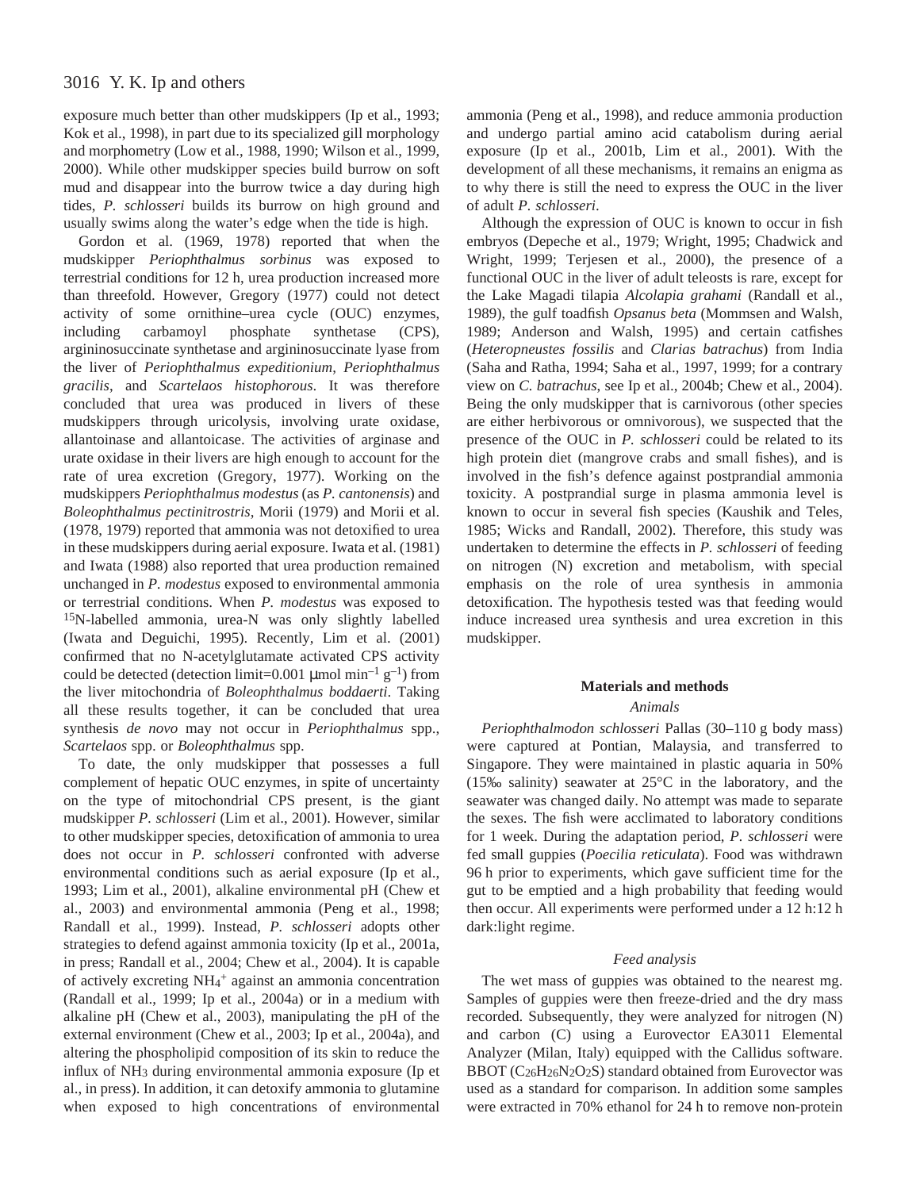exposure much better than other mudskippers (Ip et al., 1993; Kok et al., 1998), in part due to its specialized gill morphology and morphometry (Low et al., 1988, 1990; Wilson et al., 1999, 2000). While other mudskipper species build burrow on soft mud and disappear into the burrow twice a day during high tides, *P. schlosseri* builds its burrow on high ground and usually swims along the water's edge when the tide is high.

Gordon et al. (1969, 1978) reported that when the mudskipper *Periophthalmus sorbinus* was exposed to terrestrial conditions for 12 h, urea production increased more than threefold. However, Gregory (1977) could not detect activity of some ornithine–urea cycle (OUC) enzymes, including carbamoyl phosphate synthetase (CPS), argininosuccinate synthetase and argininosuccinate lyase from the liver of *Periophthalmus expeditionium*, *Periophthalmus gracilis*, and *Scartelaos histophorous*. It was therefore concluded that urea was produced in livers of these mudskippers through uricolysis, involving urate oxidase, allantoinase and allantoicase. The activities of arginase and urate oxidase in their livers are high enough to account for the rate of urea excretion (Gregory, 1977). Working on the mudskippers *Periophthalmus modestus* (as *P. cantonensis*) and *Boleophthalmus pectinitrostris*, Morii (1979) and Morii et al. (1978, 1979) reported that ammonia was not detoxified to urea in these mudskippers during aerial exposure. Iwata et al. (1981) and Iwata (1988) also reported that urea production remained unchanged in *P. modestus* exposed to environmental ammonia or terrestrial conditions. When *P. modestus* was exposed to $^{15}$N-labelled ammonia, urea-N was only slightly labelled (Iwata and Deguichi, 1995). Recently, Lim et al. (2001) confirmed that no N-acetylglutamate activated CPS activity could be detected (detection limit=0.001 $\mu$mol min$^{-1}$ g$^{-1}$) from the liver mitochondria of *Boleophthalmus boddaerti*. Taking all these results together, it can be concluded that urea synthesis *de novo* may not occur in *Periophthalmus* spp., *Scartelaos* spp. or *Boleophthalmus* spp.

To date, the only mudskipper that possesses a full complement of hepatic OUC enzymes, in spite of uncertainty on the type of mitochondrial CPS present, is the giant mudskipper *P. schlosseri* (Lim et al., 2001). However, similar to other mudskipper species, detoxification of ammonia to urea does not occur in *P. schlosseri* confronted with adverse environmental conditions such as aerial exposure (Ip et al., 1993; Lim et al., 2001), alkaline environmental pH (Chew et al., 2003) and environmental ammonia (Peng et al., 1998; Randall et al., 1999). Instead, *P. schlosseri* adopts other strategies to defend against ammonia toxicity (Ip et al., 2001a, in press; Randall et al., 2004; Chew et al., 2004). It is capable of actively excreting $NH_4^+$ against an ammonia concentration (Randall et al., 1999; Ip et al., 2004a) or in a medium with alkaline pH (Chew et al., 2003), manipulating the pH of the external environment (Chew et al., 2003; Ip et al., 2004a), and altering the phospholipid composition of its skin to reduce the influx of $NH_3$ during environmental ammonia exposure (Ip et al., in press). In addition, it can detoxify ammonia to glutamine when exposed to high concentrations of environmental ammonia (Peng et al., 1998), and reduce ammonia production and undergo partial amino acid catabolism during aerial exposure (Ip et al., 2001b, Lim et al., 2001). With the development of all these mechanisms, it remains an enigma as to why there is still the need to express the OUC in the liver of adult *P. schlosseri*.

Although the expression of OUC is known to occur in fish embryos (Depeche et al., 1979; Wright, 1995; Chadwick and Wright, 1999; Terjesen et al., 2000), the presence of a functional OUC in the liver of adult teleosts is rare, except for the Lake Magadi tilapia *Alcolapia grahami* (Randall et al., 1989), the gulf toadfish *Opsanus beta* (Mommsen and Walsh, 1989; Anderson and Walsh, 1995) and certain catfishes (*Heteropneustes fossilis* and *Clarias batrachus*) from India (Saha and Ratha, 1994; Saha et al., 1997, 1999; for a contrary view on *C. batrachus*, see Ip et al., 2004b; Chew et al., 2004). Being the only mudskipper that is carnivorous (other species are either herbivorous or omnivorous), we suspected that the presence of the OUC in *P. schlosseri* could be related to its high protein diet (mangrove crabs and small fishes), and is involved in the fish's defence against postprandial ammonia toxicity. A postprandial surge in plasma ammonia level is known to occur in several fish species (Kaushik and Teles, 1985; Wicks and Randall, 2002). Therefore, this study was undertaken to determine the effects in *P. schlosseri* of feeding on nitrogen (N) excretion and metabolism, with special emphasis on the role of urea synthesis in ammonia detoxification. The hypothesis tested was that feeding would induce increased urea synthesis and urea excretion in this mudskipper.

## Materials and methods

### Animals

*Periophthalmodon schlosseri* Pallas (30–110 g body mass) were captured at Pontian, Malaysia, and transferred to Singapore. They were maintained in plastic aquaria in 50% (15‰ salinity) seawater at 25°C in the laboratory, and the seawater was changed daily. No attempt was made to separate the sexes. The fish were acclimated to laboratory conditions for 1 week. During the adaptation period, *P. schlosseri* were fed small guppies (*Poecilia reticulata*). Food was withdrawn 96 h prior to experiments, which gave sufficient time for the gut to be emptied and a high probability that feeding would then occur. All experiments were performed under a 12 h:12 h dark:light regime.

### Feed analysis

The wet mass of guppies was obtained to the nearest mg. Samples of guppies were then freeze-dried and the dry mass recorded. Subsequently, they were analyzed for nitrogen (N) and carbon (C) using a Eurovector EA3011 Elemental Analyzer (Milan, Italy) equipped with the Callidus software. BBOT ($C_{26}H_{26}N_2O_2S$) standard obtained from Eurovector was used as a standard for comparison. In addition some samples were extracted in 70% ethanol for 24 h to remove non-protein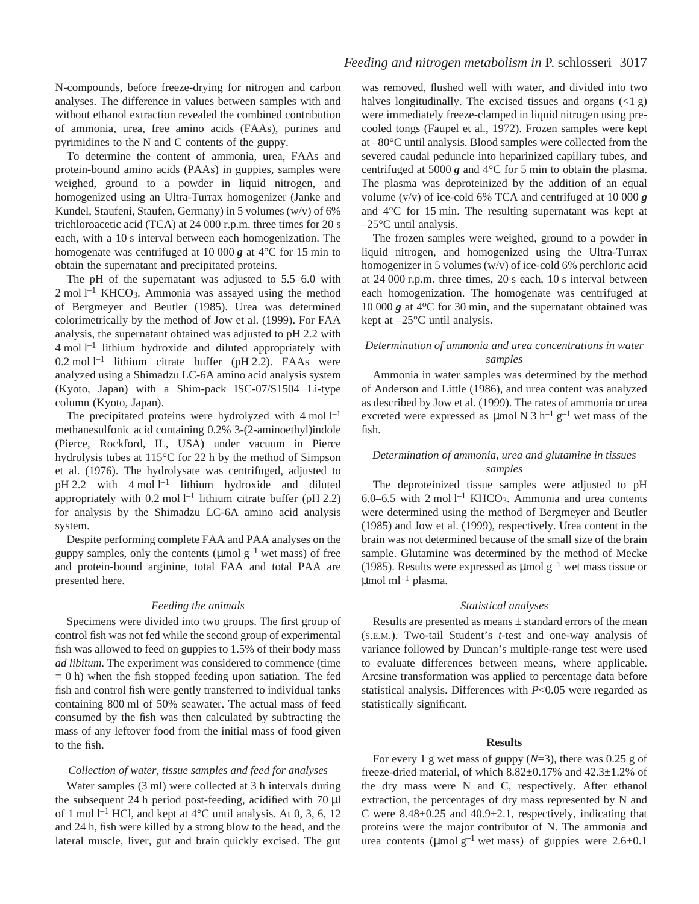N-compounds, before freeze-drying for nitrogen and carbon analyses. The difference in values between samples with and without ethanol extraction revealed the combined contribution of ammonia, urea, free amino acids (FAAs), purines and pyrimidines to the N and C contents of the guppy.

To determine the content of ammonia, urea, FAAs and protein-bound amino acids (PAAs) in guppies, samples were weighed, ground to a powder in liquid nitrogen, and homogenized using an Ultra-Turrax homogenizer (Janke and Kundel, Staufeni, Staufen, Germany) in 5 volumes (w/v) of 6% trichloroacetic acid (TCA) at 24 000 r.p.m. three times for 20 s each, with a 10 s interval between each homogenization. The homogenate was centrifuged at 10 000 ***g*** at 4°C for 15 min to obtain the supernatant and precipitated proteins.

The pH of the supernatant was adjusted to 5.5–6.0 with 2 mol $l^{-1}$ $KHCO_3$. Ammonia was assayed using the method of Bergmeyer and Beutler (1985). Urea was determined colorimetrically by the method of Jow et al. (1999). For FAA analysis, the supernatant obtained was adjusted to pH 2.2 with 4 mol $l^{-1}$ lithium hydroxide and diluted appropriately with 0.2 mol $l^{-1}$ lithium citrate buffer (pH 2.2). FAAs were analyzed using a Shimadzu LC-6A amino acid analysis system (Kyoto, Japan) with a Shim-pack ISC-07/S1504 Li-type column (Kyoto, Japan).

The precipitated proteins were hydrolyzed with 4 mol $l^{-1}$ methanesulfonic acid containing 0.2% 3-(2-aminoethyl)indole (Pierce, Rockford, IL, USA) under vacuum in Pierce hydrolysis tubes at 115°C for 22 h by the method of Simpson et al. (1976). The hydrolysate was centrifuged, adjusted to pH 2.2 with 4 mol $l^{-1}$ lithium hydroxide and diluted appropriately with 0.2 mol $l^{-1}$ lithium citrate buffer (pH 2.2) for analysis by the Shimadzu LC-6A amino acid analysis system.

Despite performing complete FAA and PAA analyses on the guppy samples, only the contents (μmol $g^{-1}$ wet mass) of free and protein-bound arginine, total FAA and total PAA are presented here.

### *Feeding the animals*

Specimens were divided into two groups. The first group of control fish was not fed while the second group of experimental fish was allowed to feed on guppies to 1.5% of their body mass *ad libitum*. The experiment was considered to commence (time = 0 h) when the fish stopped feeding upon satiation. The fed fish and control fish were gently transferred to individual tanks containing 800 ml of 50% seawater. The actual mass of feed consumed by the fish was then calculated by subtracting the mass of any leftover food from the initial mass of food given to the fish.

### *Collection of water, tissue samples and feed for analyses*

Water samples (3 ml) were collected at 3 h intervals during the subsequent 24 h period post-feeding, acidified with 70 μl of 1 mol $l^{-1}$ HCl, and kept at 4°C until analysis. At 0, 3, 6, 12 and 24 h, fish were killed by a strong blow to the head, and the lateral muscle, liver, gut and brain quickly excised. The gut was removed, flushed well with water, and divided into two halves longitudinally. The excised tissues and organs (<1 g) were immediately freeze-clamped in liquid nitrogen using pre-cooled tongs (Faupel et al., 1972). Frozen samples were kept at –80°C until analysis. Blood samples were collected from the severed caudal peduncle into heparinized capillary tubes, and centrifuged at 5000 ***g*** and 4°C for 5 min to obtain the plasma. The plasma was deproteinized by the addition of an equal volume (v/v) of ice-cold 6% TCA and centrifuged at 10 000 ***g*** and 4°C for 15 min. The resulting supernatant was kept at –25°C until analysis.

The frozen samples were weighed, ground to a powder in liquid nitrogen, and homogenized using the Ultra-Turrax homogenizer in 5 volumes (w/v) of ice-cold 6% perchloric acid at 24 000 r.p.m. three times, 20 s each, 10 s interval between each homogenization. The homogenate was centrifuged at 10 000 ***g*** at 4°C for 30 min, and the supernatant obtained was kept at –25°C until analysis.

### *Determination of ammonia and urea concentrations in water samples*

Ammonia in water samples was determined by the method of Anderson and Little (1986), and urea content was analyzed as described by Jow et al. (1999). The rates of ammonia or urea excreted were expressed as μmol N 3 $h^{-1}$ $g^{-1}$ wet mass of the fish.

### *Determination of ammonia, urea and glutamine in tissues samples*

The deproteinized tissue samples were adjusted to pH 6.0–6.5 with 2 mol $l^{-1}$ $KHCO_3$. Ammonia and urea contents were determined using the method of Bergmeyer and Beutler (1985) and Jow et al. (1999), respectively. Urea content in the brain was not determined because of the small size of the brain sample. Glutamine was determined by the method of Mecke (1985). Results were expressed as μmol $g^{-1}$ wet mass tissue or μmol $ml^{-1}$ plasma.

### *Statistical analyses*

Results are presented as means ± standard errors of the mean (S.E.M.). Two-tail Student's *t*-test and one-way analysis of variance followed by Duncan's multiple-range test were used to evaluate differences between means, where applicable. Arcsine transformation was applied to percentage data before statistical analysis. Differences with $P<0.05$ were regarded as statistically significant.

## Results

For every 1 g wet mass of guppy ($N=3$), there was 0.25 g of freeze-dried material, of which 8.82±0.17% and 42.3±1.2% of the dry mass were N and C, respectively. After ethanol extraction, the percentages of dry mass represented by N and C were 8.48±0.25 and 40.9±2.1, respectively, indicating that proteins were the major contributor of N. The ammonia and urea contents (μmol $g^{-1}$ wet mass) of guppies were 2.6±0.1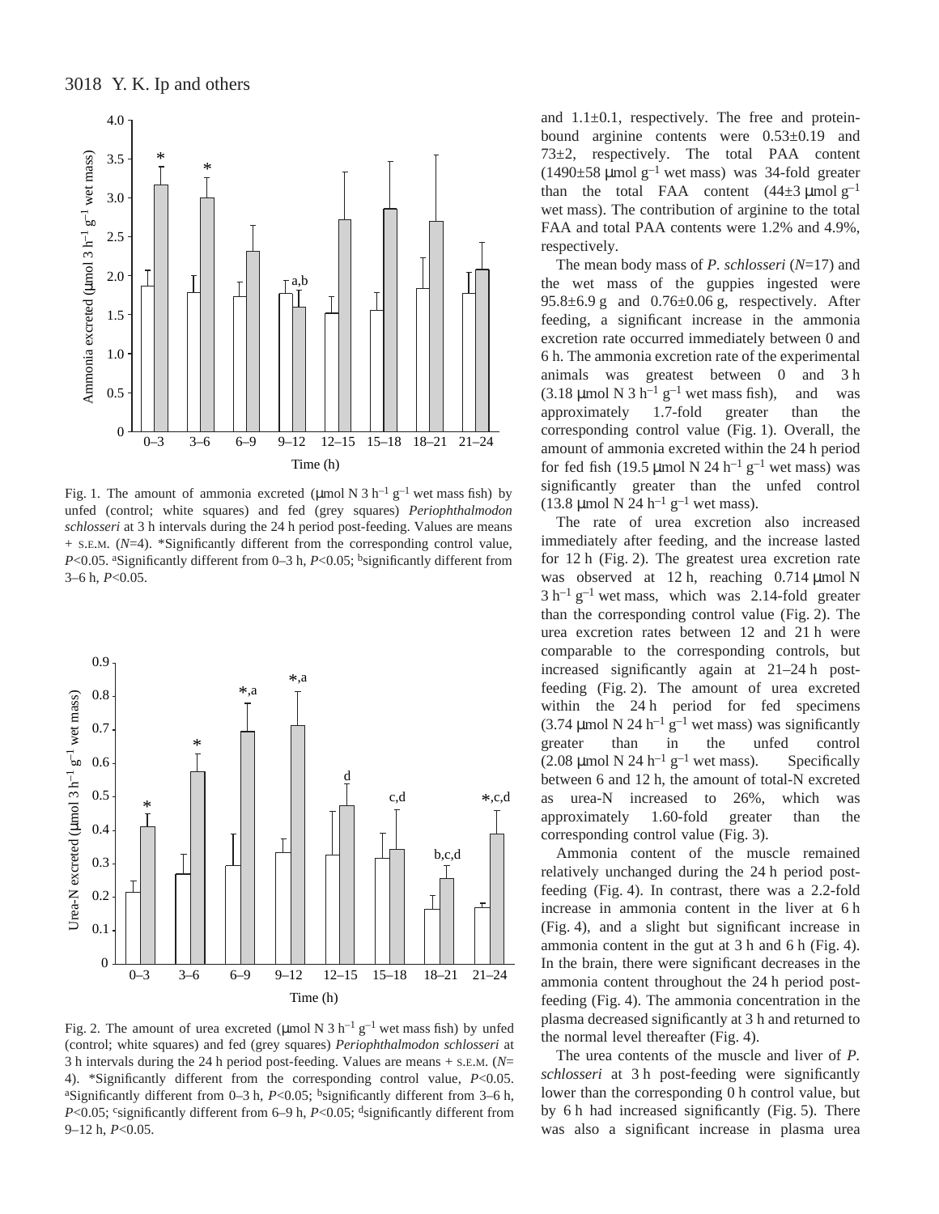Fig. 1. The amount of ammonia excreted (μmol N 3 $h^{-1}$ $g^{-1}$ wet mass fish) by unfed (control; white squares) and fed (grey squares) *Periophthalmodon schlosseri* at 3 h intervals during the 24 h period post-feeding. Values are means + S.E.M. ($N$=4). *Significantly different from the corresponding control value, $P$<0.05. [a]Significantly different from 0–3 h, $P$<0.05; [b]significantly different from 3–6 h, $P$<0.05.

Fig. 2. The amount of urea excreted (μmol N 3 $h^{-1}$ $g^{-1}$ wet mass fish) by unfed (control; white squares) and fed (grey squares) *Periophthalmodon schlosseri* at 3 h intervals during the 24 h period post-feeding. Values are means + S.E.M. ($N$= 4). *Significantly different from the corresponding control value, $P$<0.05. [a]Significantly different from 0–3 h, $P$<0.05; [b]significantly different from 3–6 h, $P$<0.05; [c]significantly different from 6–9 h, $P$<0.05; [d]significantly different from 9–12 h, $P$<0.05.

and 1.1±0.1, respectively. The free and protein-bound arginine contents were 0.53±0.19 and 73±2, respectively. The total PAA content (1490±58 μmol $g^{-1}$ wet mass) was 34-fold greater than the total FAA content (44±3 μmol $g^{-1}$ wet mass). The contribution of arginine to the total FAA and total PAA contents were 1.2% and 4.9%, respectively.

The mean body mass of *P. schlosseri* ($N$=17) and the wet mass of the guppies ingested were 95.8±6.9 g and 0.76±0.06 g, respectively. After feeding, a significant increase in the ammonia excretion rate occurred immediately between 0 and 6 h. The ammonia excretion rate of the experimental animals was greatest between 0 and 3 h (3.18 μmol N 3 $h^{-1}$ $g^{-1}$ wet mass fish), and was approximately 1.7-fold greater than the corresponding control value (Fig. 1). Overall, the amount of ammonia excreted within the 24 h period for fed fish (19.5 μmol N 24 $h^{-1}$ $g^{-1}$ wet mass) was significantly greater than the unfed control (13.8 μmol N 24 $h^{-1}$ $g^{-1}$ wet mass).

The rate of urea excretion also increased immediately after feeding, and the increase lasted for 12 h (Fig. 2). The greatest urea excretion rate was observed at 12 h, reaching 0.714 μmol N 3 $h^{-1}$ $g^{-1}$ wet mass, which was 2.14-fold greater than the corresponding control value (Fig. 2). The urea excretion rates between 12 and 21 h were comparable to the corresponding controls, but increased significantly again at 21–24 h post-feeding (Fig. 2). The amount of urea excreted within the 24 h period for fed specimens (3.74 μmol N 24 $h^{-1}$ $g^{-1}$ wet mass) was significantly greater than in the unfed control (2.08 μmol N 24 $h^{-1}$ $g^{-1}$ wet mass). Specifically between 6 and 12 h, the amount of total-N excreted as urea-N increased to 26%, which was approximately 1.60-fold greater than the corresponding control value (Fig. 3).

Ammonia content of the muscle remained relatively unchanged during the 24 h period post-feeding (Fig. 4). In contrast, there was a 2.2-fold increase in ammonia content in the liver at 6 h (Fig. 4), and a slight but significant increase in ammonia content in the gut at 3 h and 6 h (Fig. 4). In the brain, there were significant decreases in the ammonia content throughout the 24 h period post-feeding (Fig. 4). The ammonia concentration in the plasma decreased significantly at 3 h and returned to the normal level thereafter (Fig. 4).

The urea contents of the muscle and liver of *P. schlosseri* at 3 h post-feeding were significantly lower than the corresponding 0 h control value, but by 6 h had increased significantly (Fig. 5). There was also a significant increase in plasma urea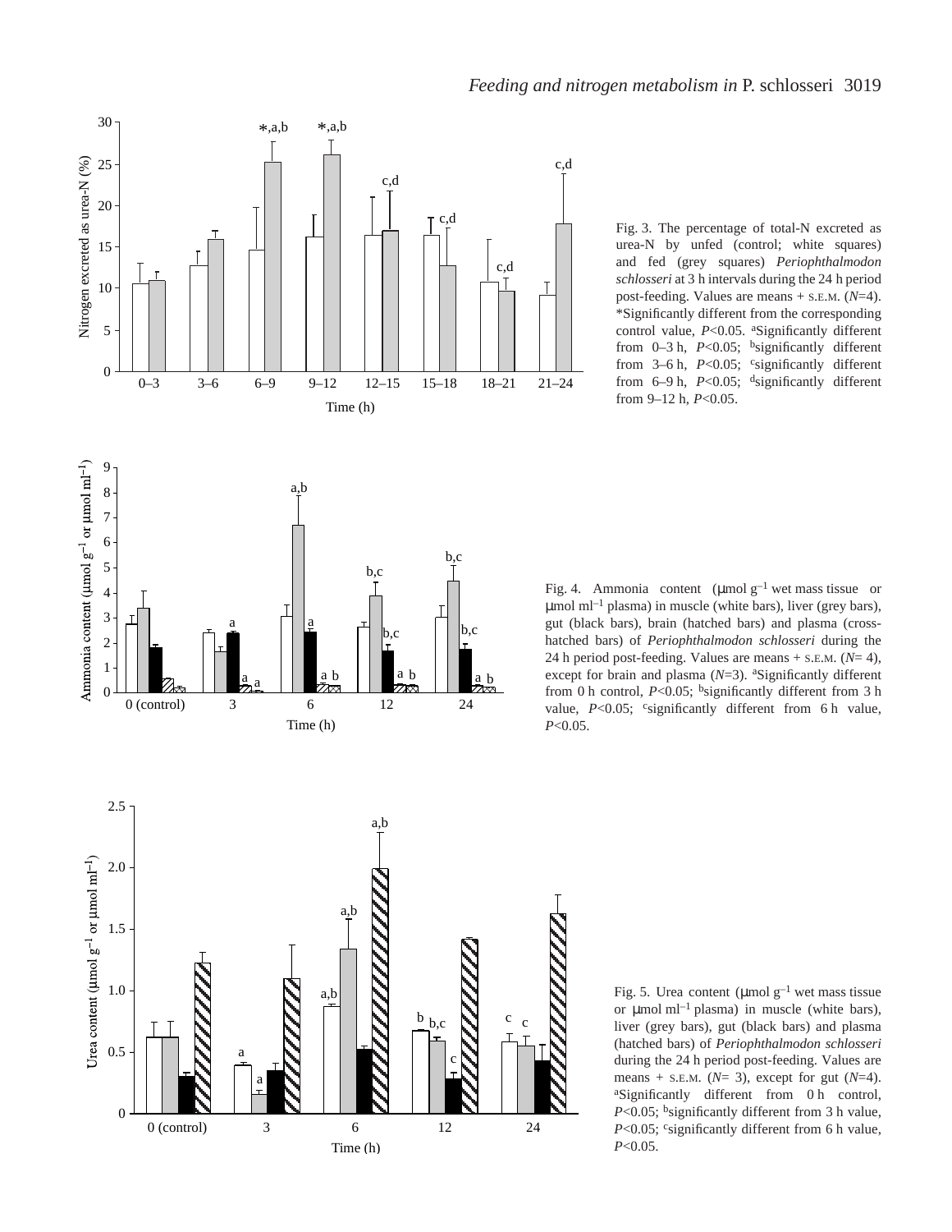Fig. 3. The percentage of total-N excreted as urea-N by unfed (control; white squares) and fed (grey squares) *Periophthalmodon schlosseri* at 3 h intervals during the 24 h period post-feeding. Values are means + S.E.M. ($N$=4). *Significantly different from the corresponding control value, $P$<0.05. [a]Significantly different from 0–3 h, $P$<0.05; [b]significantly different from 3–6 h, $P$<0.05; [c]significantly different from 6–9 h, $P$<0.05; [d]significantly different from 9–12 h, $P$<0.05.

Fig. 4. Ammonia content (μmol g$^{-1}$ wet mass tissue or μmol ml$^{-1}$ plasma) in muscle (white bars), liver (grey bars), gut (black bars), brain (hatched bars) and plasma (cross-hatched bars) of *Periophthalmodon schlosseri* during the 24 h period post-feeding. Values are means + S.E.M. ($N$= 4), except for brain and plasma ($N$=3). [a]Significantly different from 0 h control, $P$<0.05; [b]significantly different from 3 h value, $P$<0.05; [c]significantly different from 6 h value, $P$<0.05.

Fig. 5. Urea content (μmol g$^{-1}$ wet mass tissue or μmol ml$^{-1}$ plasma) in muscle (white bars), liver (grey bars), gut (black bars) and plasma (hatched bars) of *Periophthalmodon schlosseri* during the 24 h period post-feeding. Values are means + S.E.M. ($N$= 3), except for gut ($N$=4). [a]Significantly different from 0 h control, $P$<0.05; [b]significantly different from 3 h value, $P$<0.05; [c]significantly different from 6 h value, $P$<0.05.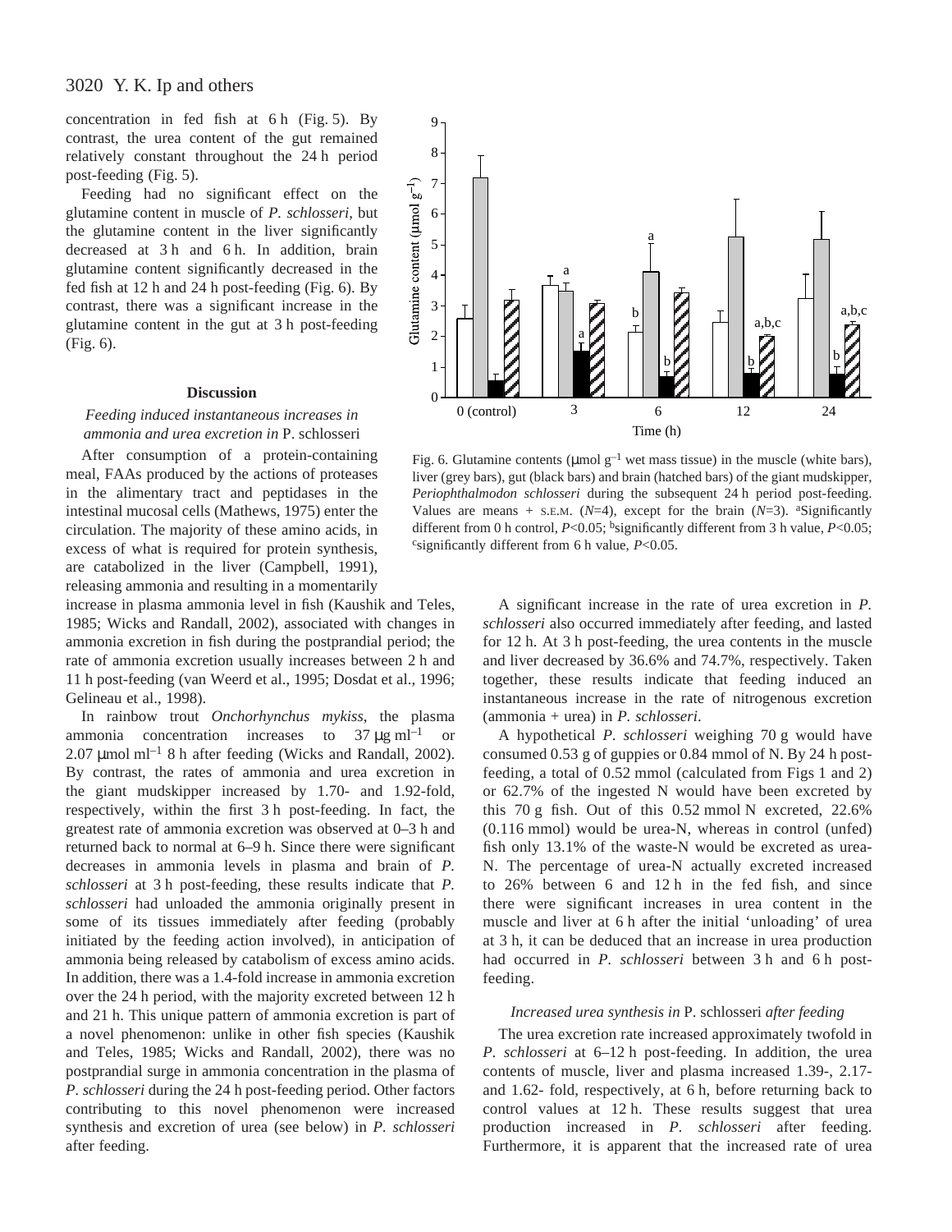concentration in fed fish at 6 h (Fig. 5). By contrast, the urea content of the gut remained relatively constant throughout the 24 h period post-feeding (Fig. 5).

Feeding had no significant effect on the glutamine content in muscle of *P. schlosseri*, but the glutamine content in the liver significantly decreased at 3 h and 6 h. In addition, brain glutamine content significantly decreased in the fed fish at 12 h and 24 h post-feeding (Fig. 6). By contrast, there was a significant increase in the glutamine content in the gut at 3 h post-feeding (Fig. 6).

Fig. 6. Glutamine contents (μmol $g^{-1}$ wet mass tissue) in the muscle (white bars), liver (grey bars), gut (black bars) and brain (hatched bars) of the giant mudskipper, *Periophthalmodon schlosseri* during the subsequent 24 h period post-feeding. Values are means + S.E.M. ($N$=4), except for the brain ($N$=3). [a]Significantly different from 0 h control, $P$<0.05; [b]significantly different from 3 h value, $P$<0.05; [c]significantly different from 6 h value, $P$<0.05.

## Discussion

### *Feeding induced instantaneous increases in ammonia and urea excretion in* P. schlosseri

After consumption of a protein-containing meal, FAAs produced by the actions of proteases in the alimentary tract and peptidases in the intestinal mucosal cells (Mathews, 1975) enter the circulation. The majority of these amino acids, in excess of what is required for protein synthesis, are catabolized in the liver (Campbell, 1991), releasing ammonia and resulting in a momentarily increase in plasma ammonia level in fish (Kaushik and Teles, 1985; Wicks and Randall, 2002), associated with changes in ammonia excretion in fish during the postprandial period; the rate of ammonia excretion usually increases between 2 h and 11 h post-feeding (van Weerd et al., 1995; Dosdat et al., 1996; Gelineau et al., 1998).

In rainbow trout *Onchorhynchus mykiss*, the plasma ammonia concentration increases to 37 μg $ml^{-1}$ or 2.07 μmol $ml^{-1}$ 8 h after feeding (Wicks and Randall, 2002). By contrast, the rates of ammonia and urea excretion in the giant mudskipper increased by 1.70- and 1.92-fold, respectively, within the first 3 h post-feeding. In fact, the greatest rate of ammonia excretion was observed at 0–3 h and returned back to normal at 6–9 h. Since there were significant decreases in ammonia levels in plasma and brain of *P. schlosseri* at 3 h post-feeding, these results indicate that *P. schlosseri* had unloaded the ammonia originally present in some of its tissues immediately after feeding (probably initiated by the feeding action involved), in anticipation of ammonia being released by catabolism of excess amino acids. In addition, there was a 1.4-fold increase in ammonia excretion over the 24 h period, with the majority excreted between 12 h and 21 h. This unique pattern of ammonia excretion is part of a novel phenomenon: unlike in other fish species (Kaushik and Teles, 1985; Wicks and Randall, 2002), there was no postprandial surge in ammonia concentration in the plasma of *P. schlosseri* during the 24 h post-feeding period. Other factors contributing to this novel phenomenon were increased synthesis and excretion of urea (see below) in *P. schlosseri* after feeding.

A significant increase in the rate of urea excretion in *P. schlosseri* also occurred immediately after feeding, and lasted for 12 h. At 3 h post-feeding, the urea contents in the muscle and liver decreased by 36.6% and 74.7%, respectively. Taken together, these results indicate that feeding induced an instantaneous increase in the rate of nitrogenous excretion (ammonia + urea) in *P. schlosseri*.

A hypothetical *P. schlosseri* weighing 70 g would have consumed 0.53 g of guppies or 0.84 mmol of N. By 24 h post-feeding, a total of 0.52 mmol (calculated from Figs 1 and 2) or 62.7% of the ingested N would have been excreted by this 70 g fish. Out of this 0.52 mmol N excreted, 22.6% (0.116 mmol) would be urea-N, whereas in control (unfed) fish only 13.1% of the waste-N would be excreted as urea-N. The percentage of urea-N actually excreted increased to 26% between 6 and 12 h in the fed fish, and since there were significant increases in urea content in the muscle and liver at 6 h after the initial 'unloading' of urea at 3 h, it can be deduced that an increase in urea production had occurred in *P. schlosseri* between 3 h and 6 h post-feeding.

### *Increased urea synthesis in* P. schlosseri *after feeding*

The urea excretion rate increased approximately twofold in *P. schlosseri* at 6–12 h post-feeding. In addition, the urea contents of muscle, liver and plasma increased 1.39-, 2.17- and 1.62- fold, respectively, at 6 h, before returning back to control values at 12 h. These results suggest that urea production increased in *P. schlosseri* after feeding. Furthermore, it is apparent that the increased rate of urea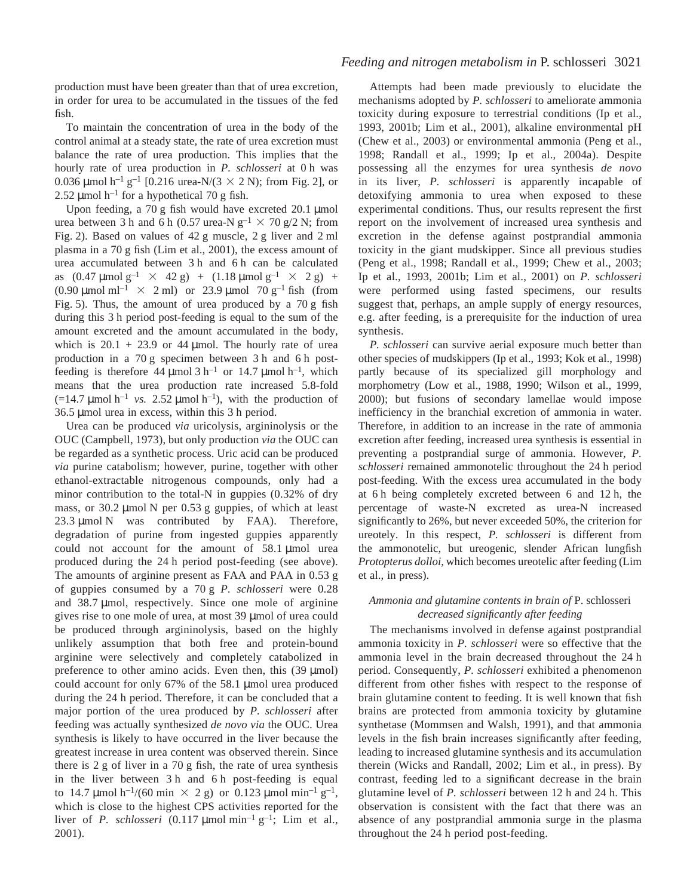production must have been greater than that of urea excretion, in order for urea to be accumulated in the tissues of the fed fish.

To maintain the concentration of urea in the body of the control animal at a steady state, the rate of urea excretion must balance the rate of urea production. This implies that the hourly rate of urea production in *P. schlosseri* at 0 h was 0.036 μmol $h^{-1}$ $g^{-1}$ [0.216 urea-N/(3 × 2 N); from Fig. 2], or 2.52 μmol $h^{-1}$ for a hypothetical 70 g fish.

Upon feeding, a 70 g fish would have excreted 20.1 μmol urea between 3 h and 6 h (0.57 urea-N $g^{-1}$ × 70 g/2 N; from Fig. 2). Based on values of 42 g muscle, 2 g liver and 2 ml plasma in a 70 g fish (Lim et al., 2001), the excess amount of urea accumulated between 3 h and 6 h can be calculated as (0.47 μmol $g^{-1}$ × 42 g) + (1.18 μmol $g^{-1}$ × 2 g) + (0.90 μmol $ml^{-1}$ × 2 ml) or 23.9 μmol 70 $g^{-1}$ fish (from Fig. 5). Thus, the amount of urea produced by a 70 g fish during this 3 h period post-feeding is equal to the sum of the amount excreted and the amount accumulated in the body, which is 20.1 + 23.9 or 44 μmol. The hourly rate of urea production in a 70 g specimen between 3 h and 6 h post-feeding is therefore 44 μmol 3 $h^{-1}$ or 14.7 μmol $h^{-1}$, which means that the urea production rate increased 5.8-fold (=14.7 μmol $h^{-1}$ *vs.* 2.52 μmol $h^{-1}$), with the production of 36.5 μmol urea in excess, within this 3 h period.

Urea can be produced *via* uricolysis, argininolysis or the OUC (Campbell, 1973), but only production *via* the OUC can be regarded as a synthetic process. Uric acid can be produced *via* purine catabolism; however, purine, together with other ethanol-extractable nitrogenous compounds, only had a minor contribution to the total-N in guppies (0.32% of dry mass, or 30.2 μmol N per 0.53 g guppies, of which at least 23.3 μmol N was contributed by FAA). Therefore, degradation of purine from ingested guppies apparently could not account for the amount of 58.1 μmol urea produced during the 24 h period post-feeding (see above). The amounts of arginine present as FAA and PAA in 0.53 g of guppies consumed by a 70 g *P. schlosseri* were 0.28 and 38.7 μmol, respectively. Since one mole of arginine gives rise to one mole of urea, at most 39 μmol of urea could be produced through argininolysis, based on the highly unlikely assumption that both free and protein-bound arginine were selectively and completely catabolized in preference to other amino acids. Even then, this (39 μmol) could account for only 67% of the 58.1 μmol urea produced during the 24 h period. Therefore, it can be concluded that a major portion of the urea produced by *P. schlosseri* after feeding was actually synthesized *de novo via* the OUC. Urea synthesis is likely to have occurred in the liver because the greatest increase in urea content was observed therein. Since there is 2 g of liver in a 70 g fish, the rate of urea synthesis in the liver between 3 h and 6 h post-feeding is equal to 14.7 μmol $h^{-1}$/(60 min × 2 g) or 0.123 μmol $min^{-1}$ $g^{-1}$, which is close to the highest CPS activities reported for the liver of *P. schlosseri* (0.117 μmol $min^{-1}$ $g^{-1}$; Lim et al., 2001).

Attempts had been made previously to elucidate the mechanisms adopted by *P. schlosseri* to ameliorate ammonia toxicity during exposure to terrestrial conditions (Ip et al., 1993, 2001b; Lim et al., 2001), alkaline environmental pH (Chew et al., 2003) or environmental ammonia (Peng et al., 1998; Randall et al., 1999; Ip et al., 2004a). Despite possessing all the enzymes for urea synthesis *de novo* in its liver, *P. schlosseri* is apparently incapable of detoxifying ammonia to urea when exposed to these experimental conditions. Thus, our results represent the first report on the involvement of increased urea synthesis and excretion in the defense against postprandial ammonia toxicity in the giant mudskipper. Since all previous studies (Peng et al., 1998; Randall et al., 1999; Chew et al., 2003; Ip et al., 1993, 2001b; Lim et al., 2001) on *P. schlosseri* were performed using fasted specimens, our results suggest that, perhaps, an ample supply of energy resources, e.g. after feeding, is a prerequisite for the induction of urea synthesis.

*P. schlosseri* can survive aerial exposure much better than other species of mudskippers (Ip et al., 1993; Kok et al., 1998) partly because of its specialized gill morphology and morphometry (Low et al., 1988, 1990; Wilson et al., 1999, 2000); but fusions of secondary lamellae would impose inefficiency in the branchial excretion of ammonia in water. Therefore, in addition to an increase in the rate of ammonia excretion after feeding, increased urea synthesis is essential in preventing a postprandial surge of ammonia. However, *P. schlosseri* remained ammonotelic throughout the 24 h period post-feeding. With the excess urea accumulated in the body at 6 h being completely excreted between 6 and 12 h, the percentage of waste-N excreted as urea-N increased significantly to 26%, but never exceeded 50%, the criterion for ureotely. In this respect, *P. schlosseri* is different from the ammonotelic, but ureogenic, slender African lungfish *Protopterus dolloi*, which becomes ureotelic after feeding (Lim et al., in press).

### *Ammonia and glutamine contents in brain of* P. schlosseri *decreased significantly after feeding*

The mechanisms involved in defense against postprandial ammonia toxicity in *P. schlosseri* were so effective that the ammonia level in the brain decreased throughout the 24 h period. Consequently, *P. schlosseri* exhibited a phenomenon different from other fishes with respect to the response of brain glutamine content to feeding. It is well known that fish brains are protected from ammonia toxicity by glutamine synthetase (Mommsen and Walsh, 1991), and that ammonia levels in the fish brain increases significantly after feeding, leading to increased glutamine synthesis and its accumulation therein (Wicks and Randall, 2002; Lim et al., in press). By contrast, feeding led to a significant decrease in the brain glutamine level of *P. schlosseri* between 12 h and 24 h. This observation is consistent with the fact that there was an absence of any postprandial ammonia surge in the plasma throughout the 24 h period post-feeding.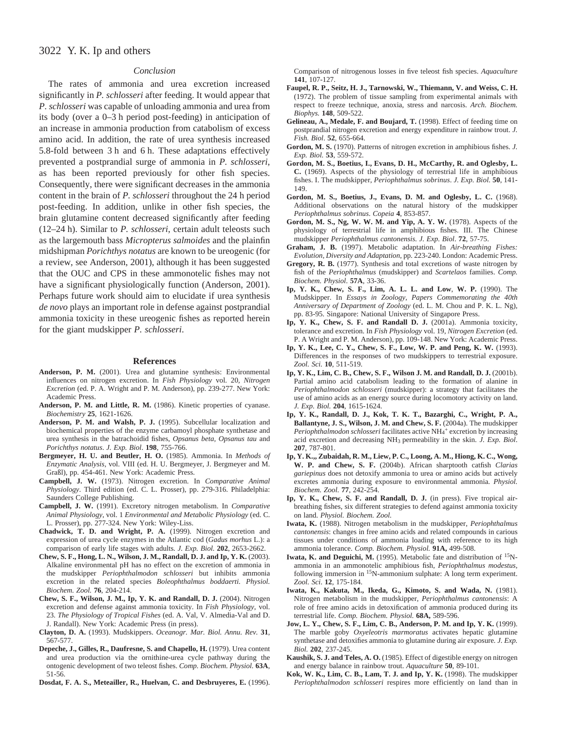### Conclusion

The rates of ammonia and urea excretion increased significantly in *P. schlosseri* after feeding. It would appear that *P. schlosseri* was capable of unloading ammonia and urea from its body (over a 0–3 h period post-feeding) in anticipation of an increase in ammonia production from catabolism of excess amino acid. In addition, the rate of urea synthesis increased 5.8-fold between 3 h and 6 h. These adaptations effectively prevented a postprandial surge of ammonia in *P. schlosseri*, as has been reported previously for other fish species. Consequently, there were significant decreases in the ammonia content in the brain of *P. schlosseri* throughout the 24 h period post-feeding. In addition, unlike in other fish species, the brain glutamine content decreased significantly after feeding (12–24 h). Similar to *P. schlosseri*, certain adult teleosts such as the largemouth bass *Micropterus salmoides* and the plainfin midshipman *Porichthys notatus* are known to be ureogenic (for a review, see Anderson, 2001), although it has been suggested that the OUC and CPS in these ammonotelic fishes may not have a significant physiologically function (Anderson, 2001). Perhaps future work should aim to elucidate if urea synthesis *de novo* plays an important role in defense against postprandial ammonia toxicity in these ureogenic fishes as reported herein for the giant mudskipper *P. schlosseri*.

## References

**Anderson, P. M.** (2001). Urea and glutamine synthesis: Environmental influences on nitrogen excretion. In *Fish Physiology* vol. 20, *Nitrogen Excretion* (ed. P. A. Wright and P. M. Anderson), pp. 239-277. New York: Academic Press.

**Anderson, P. M. and Little, R. M.** (1986). Kinetic properties of cyanase. *Biochemistry* **25**, 1621-1626.

**Anderson, P. M. and Walsh, P. J.** (1995). Subcellular localization and biochemical properties of the enzyme carbamoyl phosphate synthetase and urea synthesis in the batrachoidid fishes, *Opsanus beta, Opsanus tau* and *Porichthys notatus*. *J. Exp. Biol*. **198**, 755-766.

**Bergmeyer, H. U. and Beutler, H. O.** (1985). Ammonia. In *Methods of Enzymatic Analysis*, vol. VIII (ed. H. U. Bergmeyer, J. Bergmeyer and M. Graßl), pp. 454-461. New York: Academic Press.

**Campbell, J. W.** (1973). Nitrogen excretion. In *Comparative Animal Physiology*. Third edition (ed. C. L. Prosser), pp. 279-316. Philadelphia: Saunders College Publishing.

**Campbell, J. W.** (1991). Excretory nitrogen metabolism. In *Comparative Animal Physiology*, vol. 1 *Environmental and Metabolic Physiology* (ed. C. L. Prosser), pp. 277-324. New York: Wiley-Liss.

**Chadwick, T. D. and Wright, P. A.** (1999). Nitrogen excretion and expression of urea cycle enzymes in the Atlantic cod (*Gadus morhus* L.): a comparison of early life stages with adults. *J. Exp. Biol.* **202**, 2653-2662.

**Chew, S. F., Hong, L. N., Wilson, J. M., Randall, D. J. and Ip, Y. K.** (2003). Alkaline environmental pH has no effect on the excretion of ammonia in the mudskipper *Periophthalmodon schlosseri* but inhibits ammonia excretion in the related species *Boleophthalmus boddaerti*. *Physiol. Biochem. Zool.* **76**, 204-214.

**Chew, S. F., Wilson, J. M., Ip, Y. K. and Randall, D. J.** (2004). Nitrogen excretion and defense against ammonia toxicity. In *Fish Physiology*, vol. 23. *The Physiology of Tropical Fishes* (ed. A. Val, V. Almedia-Val and D. J. Randall). New York: Academic Press (in press).

**Clayton, D. A.** (1993). Mudskippers. *Oceanogr. Mar. Biol. Annu. Rev*. **31**, 567-577.

**Depeche, J., Gilles, R., Daufresne, S. and Chapello, H.** (1979). Urea content and urea production via the ornithine-urea cycle pathway during the ontogenic development of two teleost fishes. *Comp. Biochem. Physiol.* **63A**, 51-56.

**Dosdat, F. A. S., Meteailler, R., Huelvan, C. and Desbruyeres, E.** (1996). Comparison of nitrogenous losses in five teleost fish species. *Aquaculture* **141**, 107-127.

**Faupel, R. P., Seitz, H. J., Tarnowski, W., Thiemann, V. and Weiss, C. H.** (1972). The problem of tissue sampling from experimental animals with respect to freeze technique, anoxia, stress and narcosis. *Arch. Biochem. Biophys.* **148**, 509-522.

**Gelineau, A., Medale, F. and Boujard, T.** (1998). Effect of feeding time on postprandial nitrogen excretion and energy expenditure in rainbow trout. *J. Fish. Biol*. **52**, 655-664.

**Gordon, M. S.** (1970). Patterns of nitrogen excretion in amphibious fishes. *J. Exp. Biol.* **53**, 559-572.

**Gordon, M. S., Boetius, I., Evans, D. H., McCarthy, R. and Oglesby, L. C.** (1969). Aspects of the physiology of terrestrial life in amphibious fishes. I. The mudskipper, *Periophthalmus sobrinus*. *J. Exp. Biol.* **50**, 141-149.

**Gordon, M. S., Boetius, J., Evans, D. M. and Oglesby, L. C.** (1968). Additional observations on the natural history of the mudskipper *Periophthalmus sobrinus*. *Copeia* **4**, 853-857.

**Gordon, M. S., Ng, W. W. M. and Yip, A. Y. W.** (1978). Aspects of the physiology of terrestrial life in amphibious fishes. III. The Chinese mudskipper *Periophthalmus cantonensis. J. Exp. Biol*. **72**, 57-75.

**Graham, J. B.** (1997). Metabolic adaptation. In *Air-breathing Fishes: Evolution, Diversity and Adaptation*, pp. 223-240. London: Academic Press.

**Gregory, R. B.** (1977). Synthesis and total excretions of waste nitrogen by fish of the *Periophthalmus* (mudskipper) and *Scartelaos* families. *Comp. Biochem. Physiol*. **57A**, 33-36.

**Ip, Y. K., Chew, S. F., Lim, A. L. L. and Low, W. P.** (1990). The Mudskipper. In *Essays in Zoology, Papers Commemorating the 40th Anniversary of Department of Zoology* (ed. L. M. Chou and P. K. L. Ng), pp. 83-95. Singapore: National University of Singapore Press.

**Ip, Y. K., Chew, S. F. and Randall D. J.** (2001a). Ammonia toxicity, tolerance and excretion. In *Fish Physiology* vol. 19, *Nitrogen Excretion* (ed. P. A Wright and P. M. Anderson), pp. 109-148. New York: Academic Press.

**Ip, Y. K., Lee, C. Y., Chew, S. F., Low, W. P. and Peng, K. W.** (1993). Differences in the responses of two mudskippers to terrestrial exposure. *Zool. Sci.* **10**, 511-519.

**Ip, Y. K., Lim, C. B., Chew, S. F., Wilson J. M. and Randall, D. J.** (2001b). Partial amino acid catabolism leading to the formation of alanine in *Periophthalmodon schlosseri* (mudskipper): a strategy that facilitates the use of amino acids as an energy source during locomotory activity on land. *J. Exp. Biol.* **204**, 1615-1624.

**Ip, Y. K., Randall, D. J., Kok, T. K. T., Bazarghi, C., Wright, P. A., Ballantyne, J. S., Wilson, J. M. and Chew, S. F.** (2004a). The mudskipper *Periophthalmodon schlosseri* facilitates active $NH_4^+$ excretion by increasing acid excretion and decreasing $NH_3$ permeability in the skin. *J. Exp. Biol*. **207**, 787-801.

**Ip, Y. K.,, Zubaidah, R. M., Liew, P. C., Loong, A. M., Hiong, K. C., Wong, W. P. and Chew, S. F.** (2004b). African sharptooth catfish *Clarias gariepinus* does not detoxify ammonia to urea or amino acids but actively excretes ammonia during exposure to environmental ammonia. *Physiol. Biochem. Zool.* **77**, 242-254.

**Ip, Y. K., Chew, S. F. and Randall, D. J.** (in press). Five tropical air-breathing fishes, six different strategies to defend against ammonia toxicity on land. *Physiol. Biochem. Zool.*

**Iwata, K.** (1988). Nitrogen metabolism in the mudskipper, *Periophthalmus cantonensis*: changes in free amino acids and related compounds in carious tissues under conditions of ammonia loading with reference to its high ammonia tolerance. *Comp. Biochem. Physiol.* **91A,** 499-508.

**Iwata, K. and Deguichi, M.** (1995). Metabolic fate and distribution of $^{15}$N-ammonia in an ammonotelic amphibious fish, *Periophthalmus modestus*, following immersion in $^{15}$N-ammonium sulphate: A long term experiment. *Zool. Sci*. **12**, 175-184.

**Iwata, K., Kakuta, M., Ikeda, G., Kimoto, S. and Wada, N.** (1981). Nitrogen metabolism in the mudskipper, *Periophthalmus cantonensis*: A role of free amino acids in detoxification of ammonia produced during its terrestrial life. *Comp. Biochem. Physiol.* **68A,** 589-596.

**Jow, L. Y., Chew, S. F., Lim, C. B., Anderson, P. M. and Ip, Y. K.** (1999). The marble goby *Oxyeleotris marmoratus* activates hepatic glutamine synthetase and detoxifies ammonia to glutamine during air exposure. *J. Exp. Biol.* **202**, 237-245.

**Kaushik, S. J. and Teles, A. O.** (1985). Effect of digestible energy on nitrogen and energy balance in rainbow trout. *Aquaculture* **50**, 89-101.

**Kok, W. K., Lim, C. B., Lam, T. J. and Ip, Y. K.** (1998). The mudskipper *Periophthalmodon schlosseri* respires more efficiently on land than in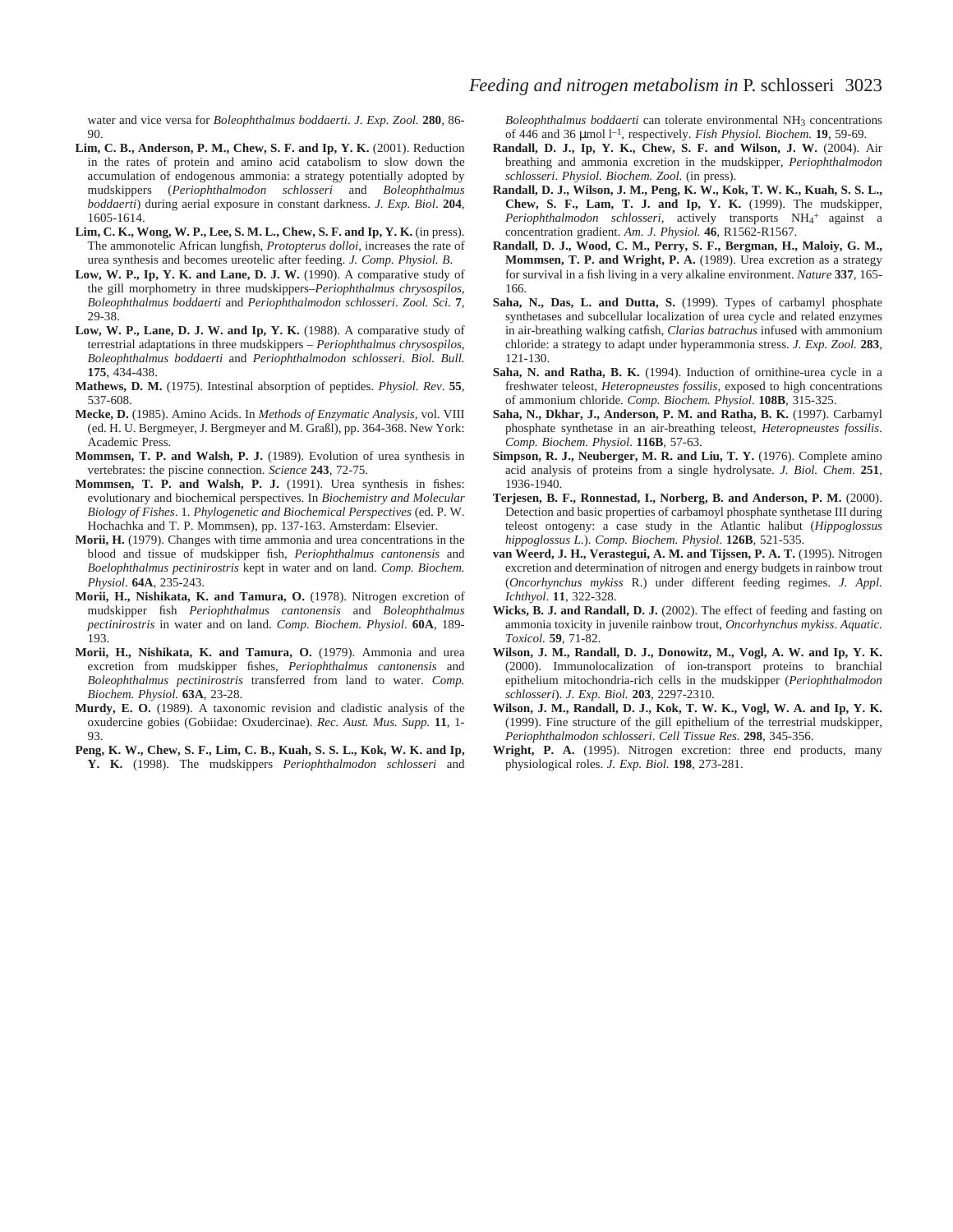water and vice versa for *Boleophthalmus boddaerti*. *J. Exp. Zool.* **280**, 86-90.

**Lim, C. B., Anderson, P. M., Chew, S. F. and Ip, Y. K.** (2001). Reduction in the rates of protein and amino acid catabolism to slow down the accumulation of endogenous ammonia: a strategy potentially adopted by mudskippers (*Periophthalmodon schlosseri* and *Boleophthalmus boddaerti*) during aerial exposure in constant darkness. *J. Exp. Biol*. **204**, 1605-1614.

**Lim, C. K., Wong, W. P., Lee, S. M. L., Chew, S. F. and Ip, Y. K.** (in press). The ammonotelic African lungfish, *Protopterus dolloi*, increases the rate of urea synthesis and becomes ureotelic after feeding. *J. Comp. Physiol. B*.

**Low, W. P., Ip, Y. K. and Lane, D. J. W.** (1990). A comparative study of the gill morphometry in three mudskippers–*Periophthalmus chrysospilos*, *Boleophthalmus boddaerti* and *Periophthalmodon schlosseri*. *Zool. Sci.* **7**, 29-38.

**Low, W. P., Lane, D. J. W. and Ip, Y. K.** (1988). A comparative study of terrestrial adaptations in three mudskippers – *Periophthalmus chrysospilos*, *Boleophthalmus boddaerti* and *Periophthalmodon schlosseri*. *Biol. Bull.* **175**, 434-438.

**Mathews, D. M.** (1975). Intestinal absorption of peptides. *Physiol. Rev*. **55**, 537-608.

**Mecke, D.** (1985). Amino Acids. In *Methods of Enzymatic Analysis*, vol. VIII (ed. H. U. Bergmeyer, J. Bergmeyer and M. Graßl), pp. 364-368. New York: Academic Press.

**Mommsen, T. P. and Walsh, P. J.** (1989). Evolution of urea synthesis in vertebrates: the piscine connection. *Science* **243**, 72-75.

**Mommsen, T. P. and Walsh, P. J.** (1991). Urea synthesis in fishes: evolutionary and biochemical perspectives. In *Biochemistry and Molecular Biology of Fishes*. 1. *Phylogenetic and Biochemical Perspectives* (ed. P. W. Hochachka and T. P. Mommsen), pp. 137-163. Amsterdam: Elsevier.

**Morii, H.** (1979). Changes with time ammonia and urea concentrations in the blood and tissue of mudskipper fish, *Periophthalmus cantonensis* and *Boelophthalmus pectinirostris* kept in water and on land. *Comp. Biochem. Physiol*. **64A**, 235-243.

**Morii, H., Nishikata, K. and Tamura, O.** (1978). Nitrogen excretion of mudskipper fish *Periophthalmus cantonensis* and *Boleophthalmus pectinirostris* in water and on land. *Comp. Biochem. Physiol*. **60A**, 189-193.

**Morii, H., Nishikata, K. and Tamura, O.** (1979). Ammonia and urea excretion from mudskipper fishes, *Periophthalmus cantonensis* and *Boleophthalmus pectinirostris* transferred from land to water. *Comp. Biochem. Physiol.* **63A**, 23-28.

**Murdy, E. O.** (1989). A taxonomic revision and cladistic analysis of the oxudercine gobies (Gobiidae: Oxudercinae). *Rec. Aust. Mus. Supp.* **11**, 1-93.

**Peng, K. W., Chew, S. F., Lim, C. B., Kuah, S. S. L., Kok, W. K. and Ip, Y. K.** (1998). The mudskippers *Periophthalmodon schlosseri* and *Boleophthalmus boddaerti* can tolerate environmental $NH_3$ concentrations of 446 and 36 μmol $l^{-1}$, respectively. *Fish Physiol. Biochem.* **19**, 59-69.

**Randall, D. J., Ip, Y. K., Chew, S. F. and Wilson, J. W.** (2004). Air breathing and ammonia excretion in the mudskipper, *Periophthalmodon schlosseri*. *Physiol. Biochem. Zool.* (in press).

**Randall, D. J., Wilson, J. M., Peng, K. W., Kok, T. W. K., Kuah, S. S. L., Chew, S. F., Lam, T. J. and Ip, Y. K.** (1999). The mudskipper, *Periophthalmodon schlosseri*, actively transports $NH_4^+$ against a concentration gradient. *Am. J. Physiol.* **46**, R1562-R1567.

**Randall, D. J., Wood, C. M., Perry, S. F., Bergman, H., Maloiy, G. M., Mommsen, T. P. and Wright, P. A.** (1989). Urea excretion as a strategy for survival in a fish living in a very alkaline environment. *Nature* **337**, 165-166.

**Saha, N., Das, L. and Dutta, S.** (1999). Types of carbamyl phosphate synthetases and subcellular localization of urea cycle and related enzymes in air-breathing walking catfish, *Clarias batrachus* infused with ammonium chloride: a strategy to adapt under hyperammonia stress. *J. Exp. Zool.* **283**, 121-130.

**Saha, N. and Ratha, B. K.** (1994). Induction of ornithine-urea cycle in a freshwater teleost, *Heteropneustes fossilis*, exposed to high concentrations of ammonium chloride. *Comp. Biochem. Physiol*. **108B**, 315-325.

**Saha, N., Dkhar, J., Anderson, P. M. and Ratha, B. K.** (1997). Carbamyl phosphate synthetase in an air-breathing teleost, *Heteropneustes fossilis*. *Comp. Biochem. Physiol*. **116B**, 57-63.

**Simpson, R. J., Neuberger, M. R. and Liu, T. Y.** (1976). Complete amino acid analysis of proteins from a single hydrolysate. *J. Biol. Chem.* **251**, 1936-1940.

**Terjesen, B. F., Ronnestad, I., Norberg, B. and Anderson, P. M.** (2000). Detection and basic properties of carbamoyl phosphate synthetase III during teleost ontogeny: a case study in the Atlantic halibut (*Hippoglossus hippoglossus L.*). *Comp. Biochem. Physiol*. **126B**, 521-535.

**van Weerd, J. H., Verastegui, A. M. and Tijssen, P. A. T.** (1995). Nitrogen excretion and determination of nitrogen and energy budgets in rainbow trout (*Oncorhynchus mykiss* R.) under different feeding regimes. *J. Appl. Ichthyol*. **11**, 322-328.

**Wicks, B. J. and Randall, D. J.** (2002). The effect of feeding and fasting on ammonia toxicity in juvenile rainbow trout, *Oncorhynchus mykiss*. *Aquatic. Toxicol.* **59**, 71-82.

**Wilson, J. M., Randall, D. J., Donowitz, M., Vogl, A. W. and Ip, Y. K.** (2000). Immunolocalization of ion-transport proteins to branchial epithelium mitochondria-rich cells in the mudskipper (*Periophthalmodon schlosseri*). *J. Exp. Biol.* **203**, 2297-2310.

**Wilson, J. M., Randall, D. J., Kok, T. W. K., Vogl, W. A. and Ip, Y. K.** (1999). Fine structure of the gill epithelium of the terrestrial mudskipper, *Periophthalmodon schlosseri*. *Cell Tissue Res.* **298**, 345-356.

**Wright, P. A.** (1995). Nitrogen excretion: three end products, many physiological roles. *J. Exp. Biol.* **198**, 273-281.